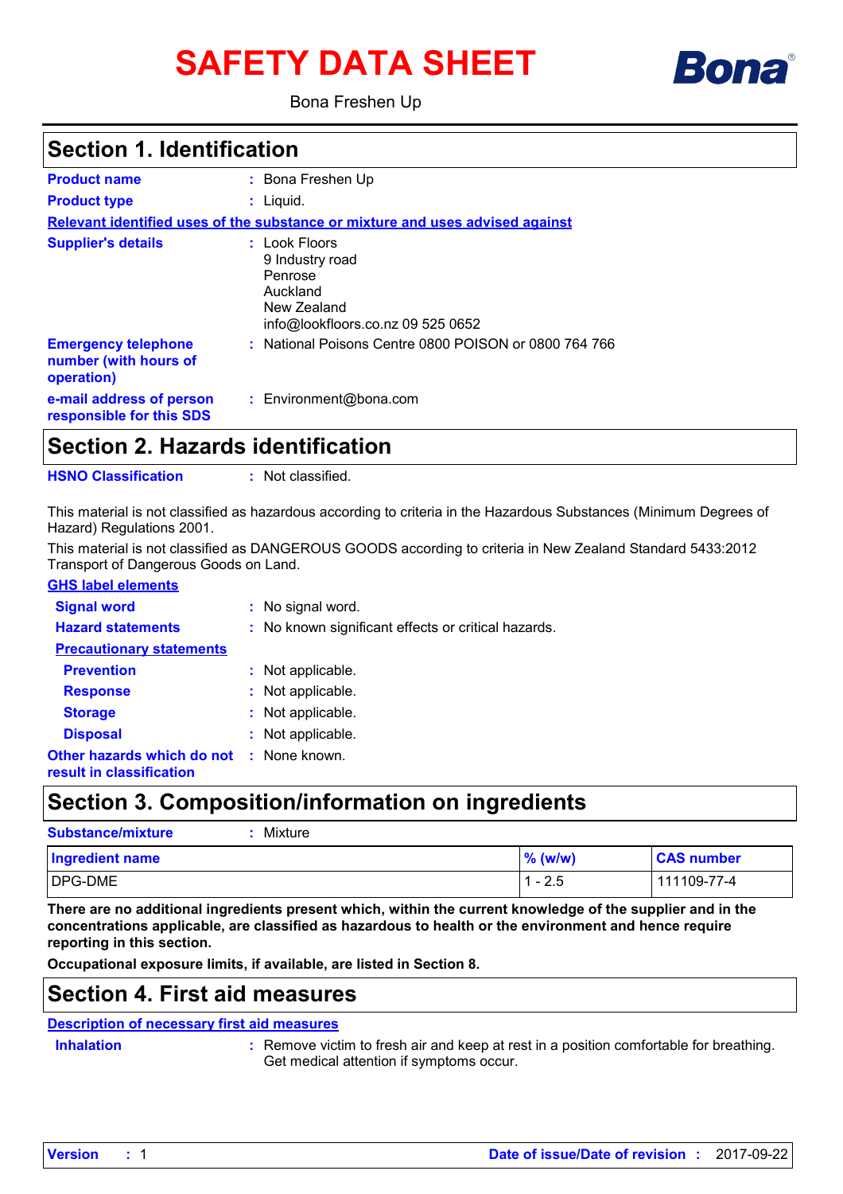# SAFETY DATA SHEET

Bona Freshen Up

## Section 1. Identification

| | | |
|---|---|---|
| **Product name** | : | Bona Freshen Up |
| **Product type** | : | Liquid. |

**Relevant identified uses of the substance or mixture and uses advised against**

| | | |
|---|---|---|
| **Supplier's details** | : | Look Floors<br>9 Industry road<br>Penrose<br>Auckland<br>New Zealand<br>info@lookfloors.co.nz 09 525 0652 |
| **Emergency telephone number (with hours of operation)** | : | National Poisons Centre 0800 POISON or 0800 764 766 |
| **e-mail address of person responsible for this SDS** | : | Environment@bona.com |

## Section 2. Hazards identification

**HSNO Classification** : Not classified.

This material is not classified as hazardous according to criteria in the Hazardous Substances (Minimum Degrees of Hazard) Regulations 2001.

This material is not classified as DANGEROUS GOODS according to criteria in New Zealand Standard 5433:2012 Transport of Dangerous Goods on Land.

**GHS label elements**

| | | |
|---|---|---|
| **Signal word** | : | No signal word. |
| **Hazard statements** | : | No known significant effects or critical hazards. |

**Precautionary statements**

| | | |
|---|---|---|
| **Prevention** | : | Not applicable. |
| **Response** | : | Not applicable. |
| **Storage** | : | Not applicable. |
| **Disposal** | : | Not applicable. |
| **Other hazards which do not result in classification** | : | None known. |

## Section 3. Composition/information on ingredients

**Substance/mixture** : Mixture

| Ingredient name | % (w/w) | CAS number |
|---|---|---|
| DPG-DME | 1 - 2.5 | 111109-77-4 |

**There are no additional ingredients present which, within the current knowledge of the supplier and in the concentrations applicable, are classified as hazardous to health or the environment and hence require reporting in this section.**

**Occupational exposure limits, if available, are listed in Section 8.**

## Section 4. First aid measures

**Description of necessary first aid measures**

| | | |
|---|---|---|
| **Inhalation** | : | Remove victim to fresh air and keep at rest in a position comfortable for breathing. Get medical attention if symptoms occur. |

**Version** : 1 **Date of issue/Date of revision** : 2017-09-22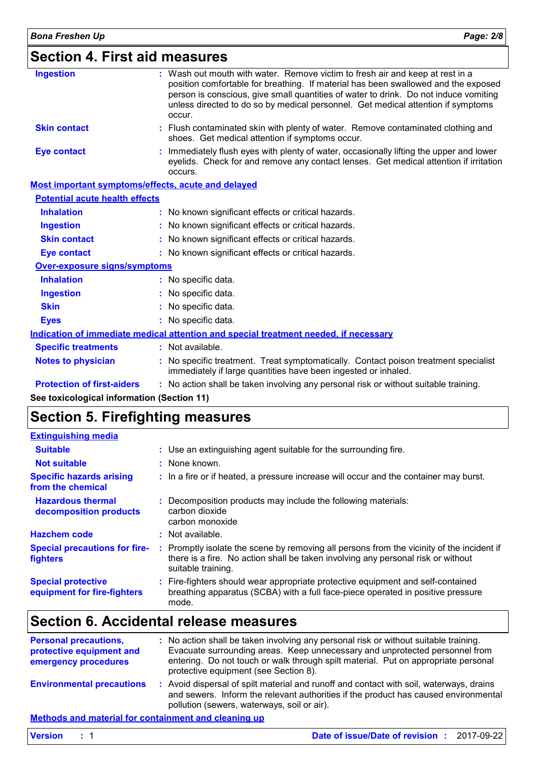## Section 4. First aid measures

| | |
|---|---|
| **Ingestion** | : Wash out mouth with water. Remove victim to fresh air and keep at rest in a position comfortable for breathing. If material has been swallowed and the exposed person is conscious, give small quantities of water to drink. Do not induce vomiting unless directed to do so by medical personnel. Get medical attention if symptoms occur. |
| **Skin contact** | : Flush contaminated skin with plenty of water. Remove contaminated clothing and shoes. Get medical attention if symptoms occur. |
| **Eye contact** | : Immediately flush eyes with plenty of water, occasionally lifting the upper and lower eyelids. Check for and remove any contact lenses. Get medical attention if irritation occurs. |

**Most important symptoms/effects, acute and delayed**

**Potential acute health effects**

| | |
|---|---|
| **Inhalation** | : No known significant effects or critical hazards. |
| **Ingestion** | : No known significant effects or critical hazards. |
| **Skin contact** | : No known significant effects or critical hazards. |
| **Eye contact** | : No known significant effects or critical hazards. |

**Over-exposure signs/symptoms**

| | |
|---|---|
| **Inhalation** | : No specific data. |
| **Ingestion** | : No specific data. |
| **Skin** | : No specific data. |
| **Eyes** | : No specific data. |

**Indication of immediate medical attention and special treatment needed, if necessary**

| | |
|---|---|
| **Specific treatments** | : Not available. |
| **Notes to physician** | : No specific treatment. Treat symptomatically. Contact poison treatment specialist immediately if large quantities have been ingested or inhaled. |
| **Protection of first-aiders** | : No action shall be taken involving any personal risk or without suitable training. |

**See toxicological information (Section 11)**

## Section 5. Firefighting measures

**Extinguishing media**

| | |
|---|---|
| **Suitable** | : Use an extinguishing agent suitable for the surrounding fire. |
| **Not suitable** | : None known. |
| **Specific hazards arising from the chemical** | : In a fire or if heated, a pressure increase will occur and the container may burst. |
| **Hazardous thermal decomposition products** | : Decomposition products may include the following materials: carbon dioxide carbon monoxide |
| **Hazchem code** | : Not available. |
| **Special precautions for fire-fighters** | : Promptly isolate the scene by removing all persons from the vicinity of the incident if there is a fire. No action shall be taken involving any personal risk or without suitable training. |
| **Special protective equipment for fire-fighters** | : Fire-fighters should wear appropriate protective equipment and self-contained breathing apparatus (SCBA) with a full face-piece operated in positive pressure mode. |

## Section 6. Accidental release measures

| | |
|---|---|
| **Personal precautions, protective equipment and emergency procedures** | : No action shall be taken involving any personal risk or without suitable training. Evacuate surrounding areas. Keep unnecessary and unprotected personnel from entering. Do not touch or walk through spilt material. Put on appropriate personal protective equipment (see Section 8). |
| **Environmental precautions** | : Avoid dispersal of spilt material and runoff and contact with soil, waterways, drains and sewers. Inform the relevant authorities if the product has caused environmental pollution (sewers, waterways, soil or air). |

**Methods and material for containment and cleaning up**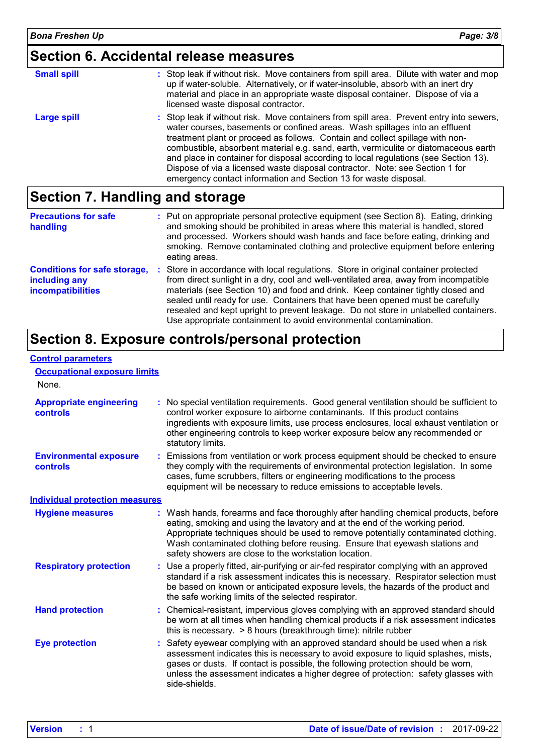## Section 6. Accidental release measures

**Small spill** : Stop leak if without risk. Move containers from spill area. Dilute with water and mop up if water-soluble. Alternatively, or if water-insoluble, absorb with an inert dry material and place in an appropriate waste disposal container. Dispose of via a licensed waste disposal contractor.

**Large spill** : Stop leak if without risk. Move containers from spill area. Prevent entry into sewers, water courses, basements or confined areas. Wash spillages into an effluent treatment plant or proceed as follows. Contain and collect spillage with non-combustible, absorbent material e.g. sand, earth, vermiculite or diatomaceous earth and place in container for disposal according to local regulations (see Section 13). Dispose of via a licensed waste disposal contractor. Note: see Section 1 for emergency contact information and Section 13 for waste disposal.

## Section 7. Handling and storage

**Precautions for safe handling** : Put on appropriate personal protective equipment (see Section 8). Eating, drinking and smoking should be prohibited in areas where this material is handled, stored and processed. Workers should wash hands and face before eating, drinking and smoking. Remove contaminated clothing and protective equipment before entering eating areas.

**Conditions for safe storage, including any incompatibilities** : Store in accordance with local regulations. Store in original container protected from direct sunlight in a dry, cool and well-ventilated area, away from incompatible materials (see Section 10) and food and drink. Keep container tightly closed and sealed until ready for use. Containers that have been opened must be carefully resealed and kept upright to prevent leakage. Do not store in unlabelled containers. Use appropriate containment to avoid environmental contamination.

## Section 8. Exposure controls/personal protection

### Control parameters

#### Occupational exposure limits

None.

**Appropriate engineering controls** : No special ventilation requirements. Good general ventilation should be sufficient to control worker exposure to airborne contaminants. If this product contains ingredients with exposure limits, use process enclosures, local exhaust ventilation or other engineering controls to keep worker exposure below any recommended or statutory limits.

**Environmental exposure controls** : Emissions from ventilation or work process equipment should be checked to ensure they comply with the requirements of environmental protection legislation. In some cases, fume scrubbers, filters or engineering modifications to the process equipment will be necessary to reduce emissions to acceptable levels.

### Individual protection measures

**Hygiene measures** : Wash hands, forearms and face thoroughly after handling chemical products, before eating, smoking and using the lavatory and at the end of the working period. Appropriate techniques should be used to remove potentially contaminated clothing. Wash contaminated clothing before reusing. Ensure that eyewash stations and safety showers are close to the workstation location.

**Respiratory protection** : Use a properly fitted, air-purifying or air-fed respirator complying with an approved standard if a risk assessment indicates this is necessary. Respirator selection must be based on known or anticipated exposure levels, the hazards of the product and the safe working limits of the selected respirator.

**Hand protection** : Chemical-resistant, impervious gloves complying with an approved standard should be worn at all times when handling chemical products if a risk assessment indicates this is necessary. > 8 hours (breakthrough time): nitrile rubber

**Eye protection** : Safety eyewear complying with an approved standard should be used when a risk assessment indicates this is necessary to avoid exposure to liquid splashes, mists, gases or dusts. If contact is possible, the following protection should be worn, unless the assessment indicates a higher degree of protection: safety glasses with side-shields.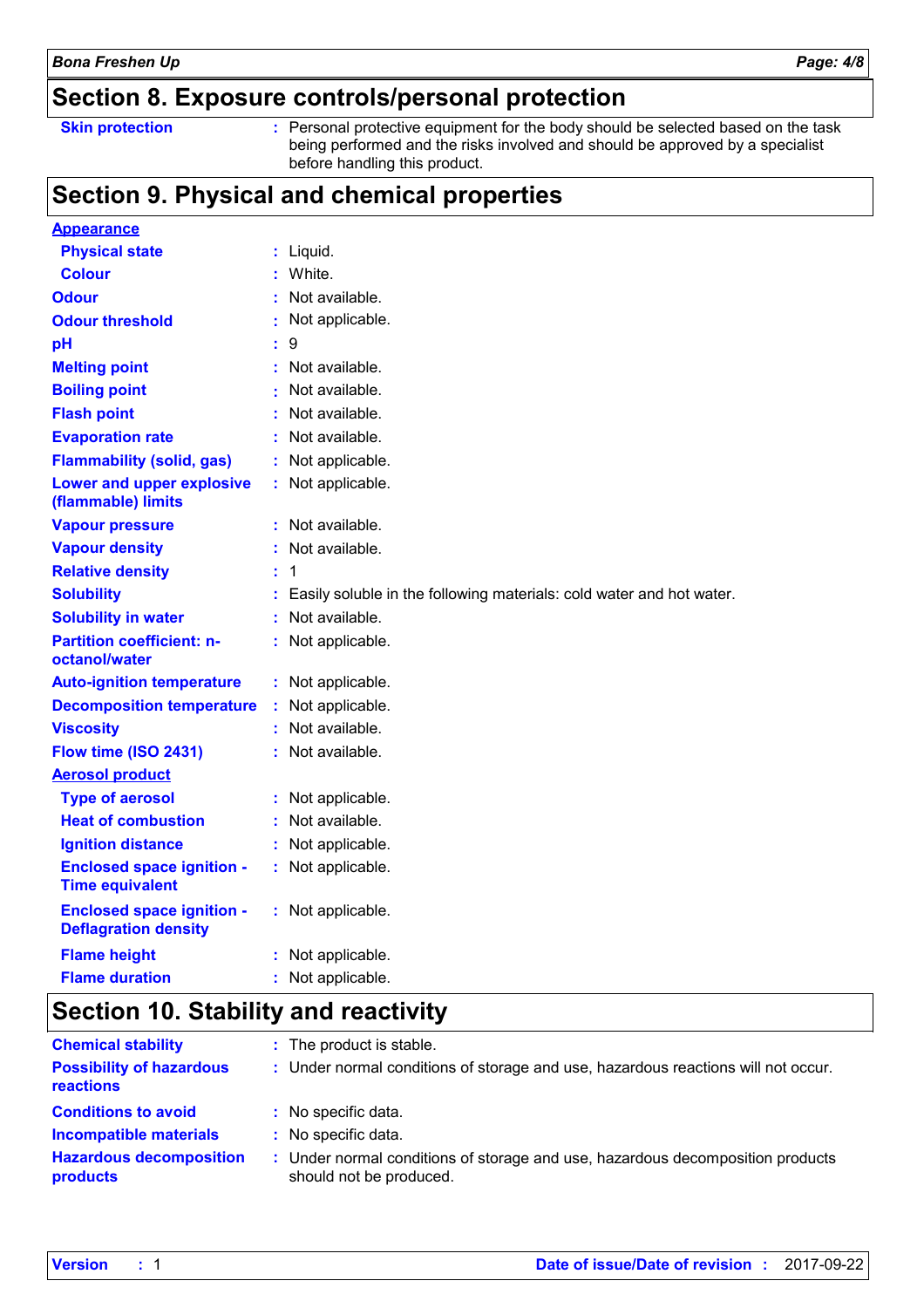## Section 8. Exposure controls/personal protection

| | | |
|---|---|---|
| **Skin protection** | : | Personal protective equipment for the body should be selected based on the task being performed and the risks involved and should be approved by a specialist before handling this product. |

## Section 9. Physical and chemical properties

**Appearance**

| | | |
|---|---|---|
| **Physical state** | : | Liquid. |
| **Colour** | : | White. |
| **Odour** | : | Not available. |
| **Odour threshold** | : | Not applicable. |
| **pH** | : | 9 |
| **Melting point** | : | Not available. |
| **Boiling point** | : | Not available. |
| **Flash point** | : | Not available. |
| **Evaporation rate** | : | Not available. |
| **Flammability (solid, gas)** | : | Not applicable. |
| **Lower and upper explosive (flammable) limits** | : | Not applicable. |
| **Vapour pressure** | : | Not available. |
| **Vapour density** | : | Not available. |
| **Relative density** | : | 1 |
| **Solubility** | : | Easily soluble in the following materials: cold water and hot water. |
| **Solubility in water** | : | Not available. |
| **Partition coefficient: n-octanol/water** | : | Not applicable. |
| **Auto-ignition temperature** | : | Not applicable. |
| **Decomposition temperature** | : | Not applicable. |
| **Viscosity** | : | Not available. |
| **Flow time (ISO 2431)** | : | Not available. |

**Aerosol product**

| | | |
|---|---|---|
| **Type of aerosol** | : | Not applicable. |
| **Heat of combustion** | : | Not available. |
| **Ignition distance** | : | Not applicable. |
| **Enclosed space ignition - Time equivalent** | : | Not applicable. |
| **Enclosed space ignition - Deflagration density** | : | Not applicable. |
| **Flame height** | : | Not applicable. |
| **Flame duration** | : | Not applicable. |

## Section 10. Stability and reactivity

| | | |
|---|---|---|
| **Chemical stability** | : | The product is stable. |
| **Possibility of hazardous reactions** | : | Under normal conditions of storage and use, hazardous reactions will not occur. |
| **Conditions to avoid** | : | No specific data. |
| **Incompatible materials** | : | No specific data. |
| **Hazardous decomposition products** | : | Under normal conditions of storage and use, hazardous decomposition products should not be produced. |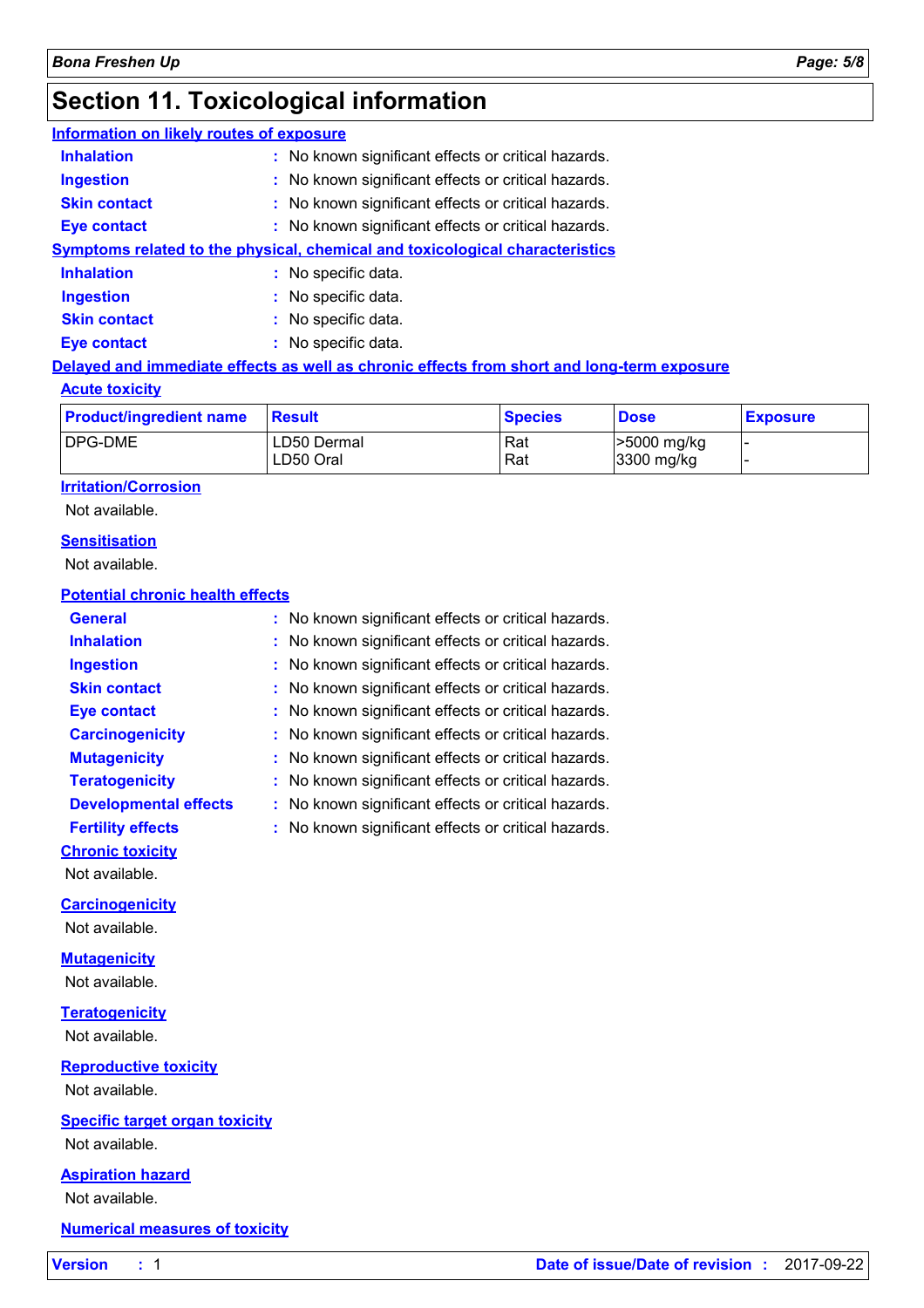# Section 11. Toxicological information

## Information on likely routes of exposure

**Inhalation** : No known significant effects or critical hazards.
**Ingestion** : No known significant effects or critical hazards.
**Skin contact** : No known significant effects or critical hazards.
**Eye contact** : No known significant effects or critical hazards.

## Symptoms related to the physical, chemical and toxicological characteristics

**Inhalation** : No specific data.
**Ingestion** : No specific data.
**Skin contact** : No specific data.
**Eye contact** : No specific data.

## Delayed and immediate effects as well as chronic effects from short and long-term exposure

### Acute toxicity

| Product/ingredient name | Result | Species | Dose | Exposure |
|---|---|---|---|---|
| DPG-DME | LD50 Dermal<br>LD50 Oral | Rat<br>Rat | >5000 mg/kg<br>3300 mg/kg | -<br>- |

### Irritation/Corrosion

Not available.

### Sensitisation

Not available.

### Potential chronic health effects

**General** : No known significant effects or critical hazards.
**Inhalation** : No known significant effects or critical hazards.
**Ingestion** : No known significant effects or critical hazards.
**Skin contact** : No known significant effects or critical hazards.
**Eye contact** : No known significant effects or critical hazards.
**Carcinogenicity** : No known significant effects or critical hazards.
**Mutagenicity** : No known significant effects or critical hazards.
**Teratogenicity** : No known significant effects or critical hazards.
**Developmental effects** : No known significant effects or critical hazards.
**Fertility effects** : No known significant effects or critical hazards.

### Chronic toxicity

Not available.

### Carcinogenicity

Not available.

### Mutagenicity

Not available.

### Teratogenicity

Not available.

### Reproductive toxicity

Not available.

### Specific target organ toxicity

Not available.

### Aspiration hazard

Not available.

### Numerical measures of toxicity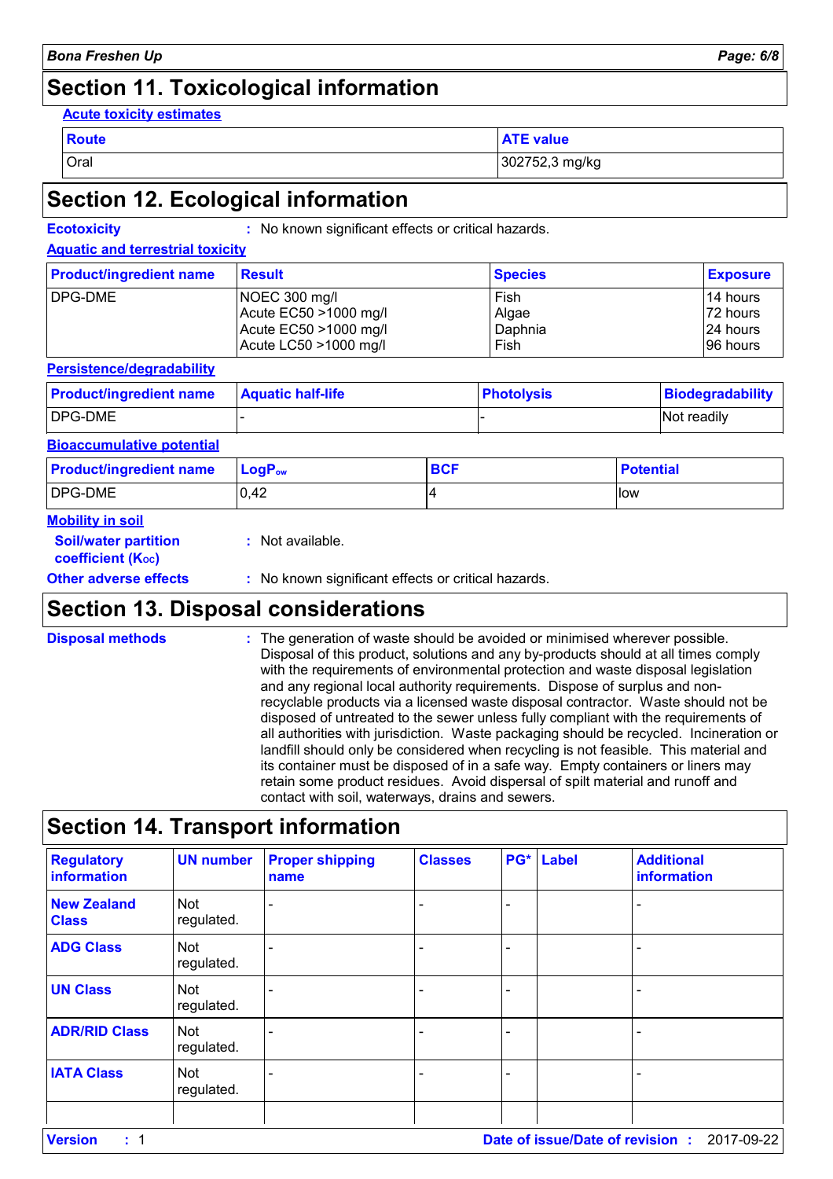## Section 11. Toxicological information

**Acute toxicity estimates**

| Route | ATE value |
|---|---|
| Oral | 302752,3 mg/kg |

## Section 12. Ecological information

**Ecotoxicity** : No known significant effects or critical hazards.

**Aquatic and terrestrial toxicity**

| Product/ingredient name | Result | Species | Exposure |
|---|---|---|---|
| DPG-DME | NOEC 300 mg/l<br>Acute EC50 >1000 mg/l<br>Acute EC50 >1000 mg/l<br>Acute LC50 >1000 mg/l | Fish<br>Algae<br>Daphnia<br>Fish | 14 hours<br>72 hours<br>24 hours<br>96 hours |

**Persistence/degradability**

| Product/ingredient name | Aquatic half-life | Photolysis | Biodegradability |
|---|---|---|---|
| DPG-DME | - | - | Not readily |

**Bioaccumulative potential**

| Product/ingredient name | $LogP_{ow}$ | BCF | Potential |
|---|---|---|---|
| DPG-DME | 0,42 | 4 | low |

**Mobility in soil**

**Soil/water partition coefficient ($K_{OC}$)** : Not available.

**Other adverse effects** : No known significant effects or critical hazards.

## Section 13. Disposal considerations

**Disposal methods** : The generation of waste should be avoided or minimised wherever possible. Disposal of this product, solutions and any by-products should at all times comply with the requirements of environmental protection and waste disposal legislation and any regional local authority requirements. Dispose of surplus and non-recyclable products via a licensed waste disposal contractor. Waste should not be disposed of untreated to the sewer unless fully compliant with the requirements of all authorities with jurisdiction. Waste packaging should be recycled. Incineration or landfill should only be considered when recycling is not feasible. This material and its container must be disposed of in a safe way. Empty containers or liners may retain some product residues. Avoid dispersal of spilt material and runoff and contact with soil, waterways, drains and sewers.

## Section 14. Transport information

| Regulatory information | UN number | Proper shipping name | Classes | PG* | Label | Additional information |
|---|---|---|---|---|---|---|
| New Zealand Class | Not regulated. | - | - | - | | - |
| ADG Class | Not regulated. | - | - | - | | - |
| UN Class | Not regulated. | - | - | - | | - |
| ADR/RID Class | Not regulated. | - | - | - | | - |
| IATA Class | Not regulated. | - | - | - | | - |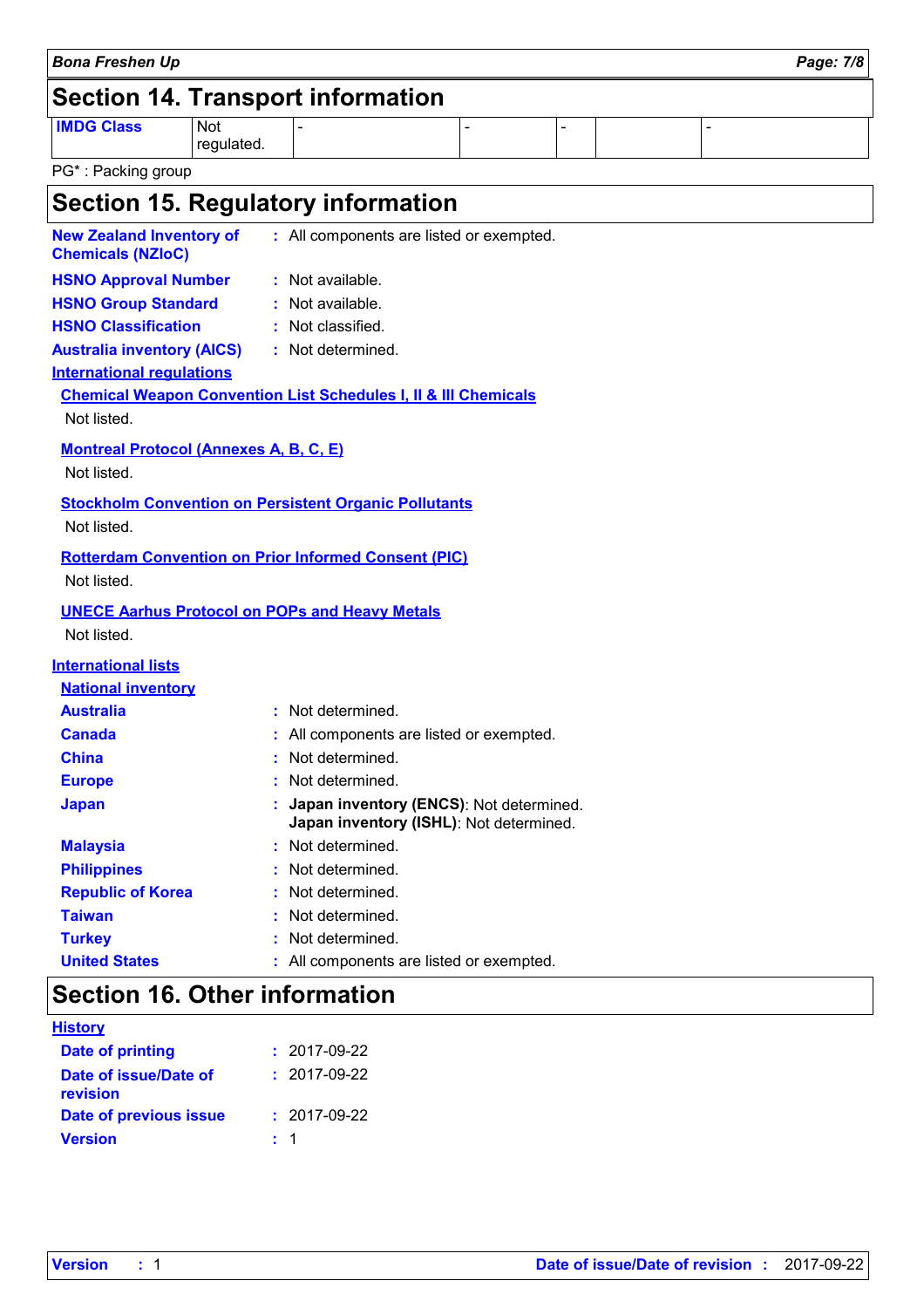## Section 14. Transport information

| IMDG Class | Not regulated. | - | - | - | | - |
|---|---|---|---|---|---|---|

PG* : Packing group

## Section 15. Regulatory information

**New Zealand Inventory of Chemicals (NZIoC)** : All components are listed or exempted.

**HSNO Approval Number** : Not available.

**HSNO Group Standard** : Not available.

**HSNO Classification** : Not classified.

**Australia inventory (AICS)** : Not determined.

**International regulations**

**Chemical Weapon Convention List Schedules I, II & III Chemicals**

Not listed.

**Montreal Protocol (Annexes A, B, C, E)**

Not listed.

**Stockholm Convention on Persistent Organic Pollutants**

Not listed.

**Rotterdam Convention on Prior Informed Consent (PIC)**

Not listed.

**UNECE Aarhus Protocol on POPs and Heavy Metals**

Not listed.

**International lists**

**National inventory**

**Australia** : Not determined.

**Canada** : All components are listed or exempted.

**China** : Not determined.

**Europe** : Not determined.

**Japan** : **Japan inventory (ENCS)**: Not determined.
**Japan inventory (ISHL)**: Not determined.

**Malaysia** : Not determined.

**Philippines** : Not determined.

**Republic of Korea** : Not determined.

**Taiwan** : Not determined.

**Turkey** : Not determined.

**United States** : All components are listed or exempted.

## Section 16. Other information

**History**

**Date of printing** : 2017-09-22

**Date of issue/Date of revision** : 2017-09-22

**Date of previous issue** : 2017-09-22

**Version** : 1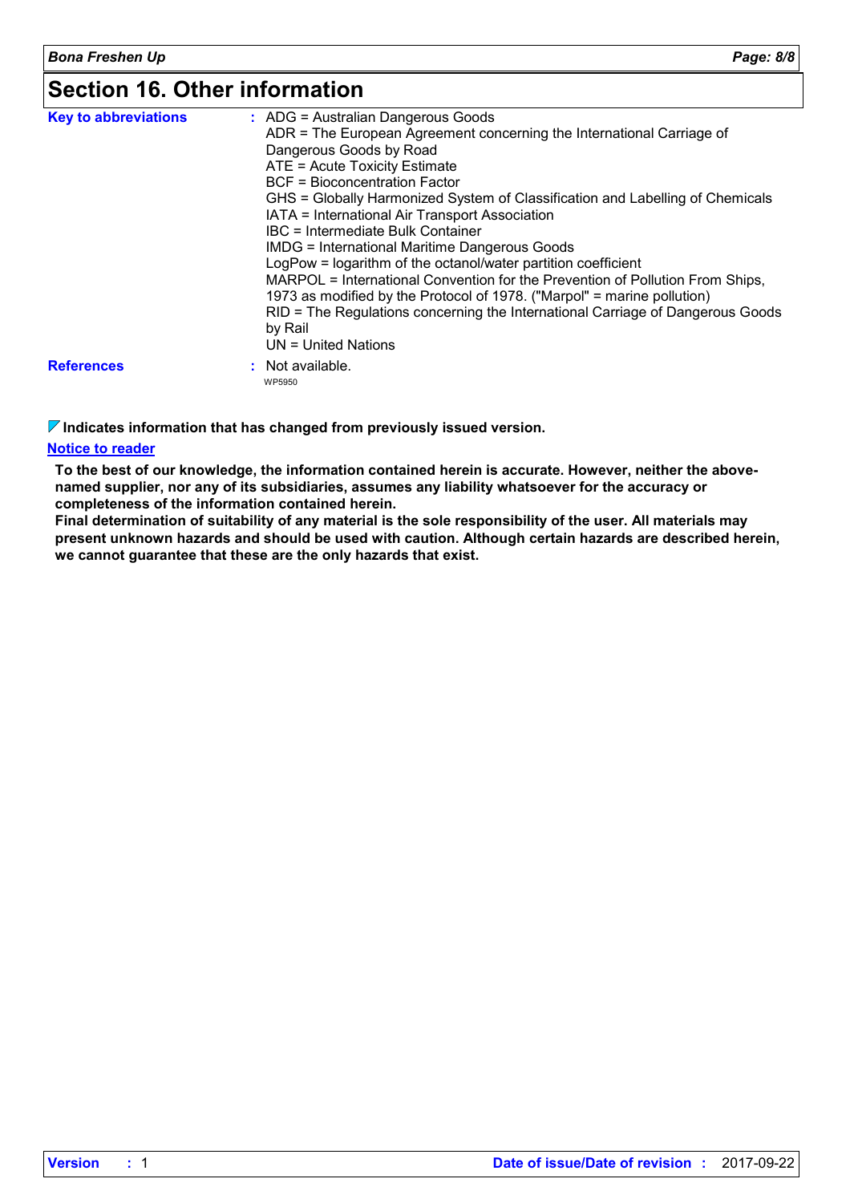## Section 16. Other information

**Key to abbreviations** : ADG = Australian Dangerous Goods
ADR = The European Agreement concerning the International Carriage of Dangerous Goods by Road
ATE = Acute Toxicity Estimate
BCF = Bioconcentration Factor
GHS = Globally Harmonized System of Classification and Labelling of Chemicals
IATA = International Air Transport Association
IBC = Intermediate Bulk Container
IMDG = International Maritime Dangerous Goods
LogPow = logarithm of the octanol/water partition coefficient
MARPOL = International Convention for the Prevention of Pollution From Ships, 1973 as modified by the Protocol of 1978. ("Marpol" = marine pollution)
RID = The Regulations concerning the International Carriage of Dangerous Goods by Rail
UN = United Nations

**References** : Not available.

WP5950

**Indicates information that has changed from previously issued version.**

**Notice to reader**

**To the best of our knowledge, the information contained herein is accurate. However, neither the above-named supplier, nor any of its subsidiaries, assumes any liability whatsoever for the accuracy or completeness of the information contained herein.**
**Final determination of suitability of any material is the sole responsibility of the user. All materials may present unknown hazards and should be used with caution. Although certain hazards are described herein, we cannot guarantee that these are the only hazards that exist.**